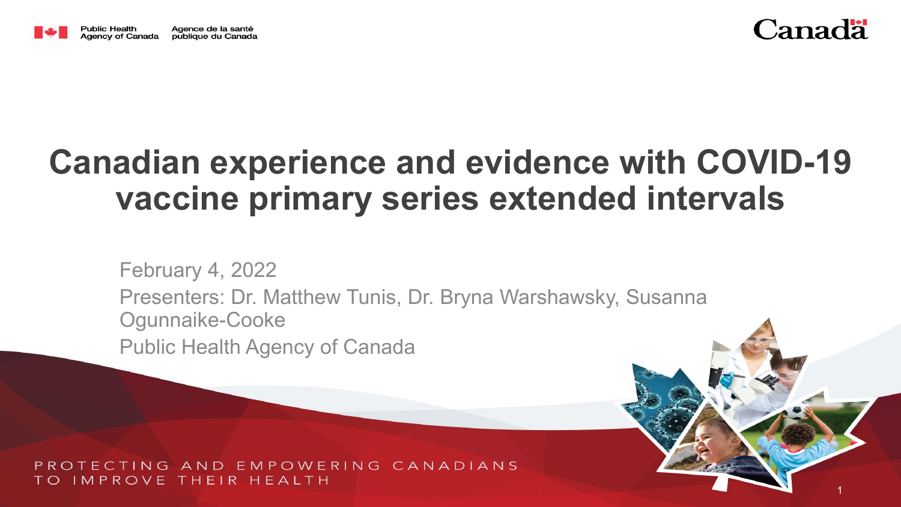Public Health Agency of Canada | Agence de la santé publique du Canada

Canada

# Canadian experience and evidence with COVID-19 vaccine primary series extended intervals

February 4, 2022

Presenters: Dr. Matthew Tunis, Dr. Bryna Warshawsky, Susanna Ogunnaike-Cooke

Public Health Agency of Canada

PROTECTING AND EMPOWERING CANADIANS TO IMPROVE THEIR HEALTH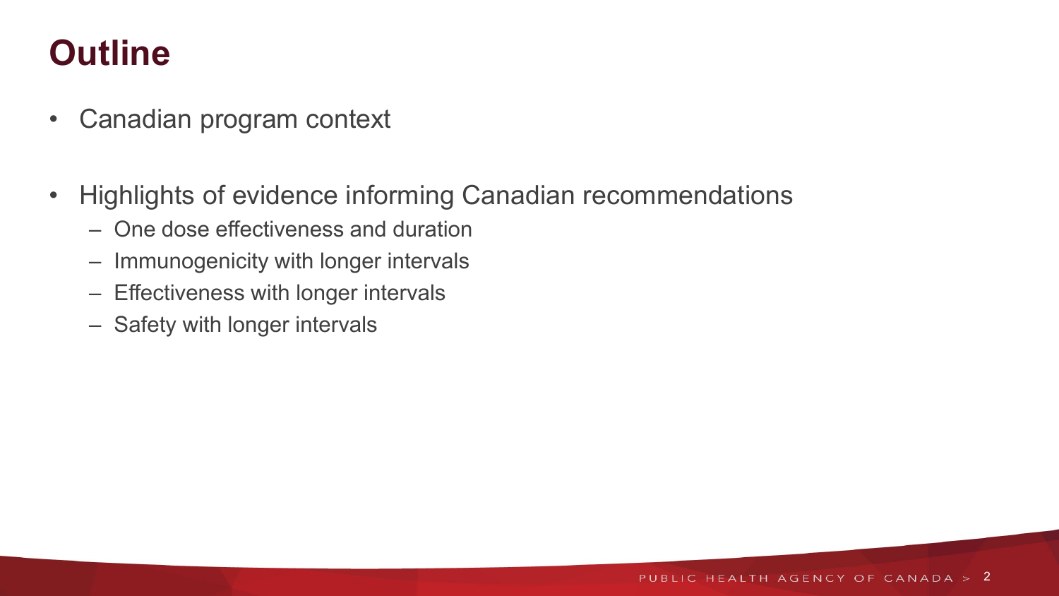# Outline

- Canadian program context
- Highlights of evidence informing Canadian recommendations
  - One dose effectiveness and duration
  - Immunogenicity with longer intervals
  - Effectiveness with longer intervals
  - Safety with longer intervals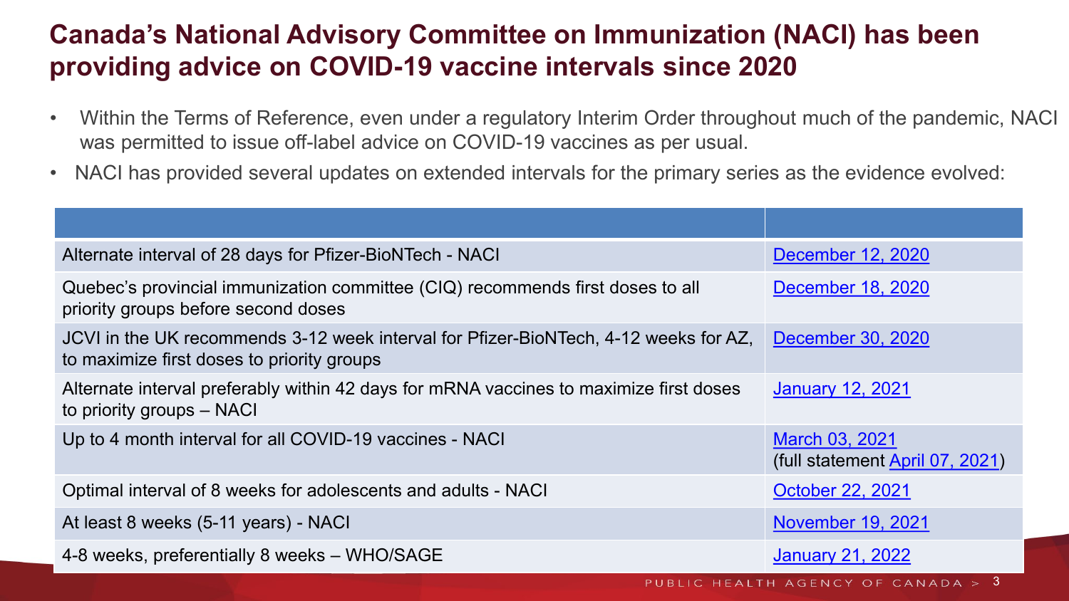# Canada's National Advisory Committee on Immunization (NACI) has been providing advice on COVID-19 vaccine intervals since 2020

- Within the Terms of Reference, even under a regulatory Interim Order throughout much of the pandemic, NACI was permitted to issue off-label advice on COVID-19 vaccines as per usual.
- NACI has provided several updates on extended intervals for the primary series as the evidence evolved:

| | |
|---|---|
| Alternate interval of 28 days for Pfizer-BioNTech - NACI | December 12, 2020 |
| Quebec's provincial immunization committee (CIQ) recommends first doses to all priority groups before second doses | December 18, 2020 |
| JCVI in the UK recommends 3-12 week interval for Pfizer-BioNTech, 4-12 weeks for AZ, to maximize first doses to priority groups | December 30, 2020 |
| Alternate interval preferably within 42 days for mRNA vaccines to maximize first doses to priority groups – NACI | January 12, 2021 |
| Up to 4 month interval for all COVID-19 vaccines - NACI | March 03, 2021 (full statement April 07, 2021) |
| Optimal interval of 8 weeks for adolescents and adults - NACI | October 22, 2021 |
| At least 8 weeks (5-11 years) - NACI | November 19, 2021 |
| 4-8 weeks, preferentially 8 weeks – WHO/SAGE | January 21, 2022 |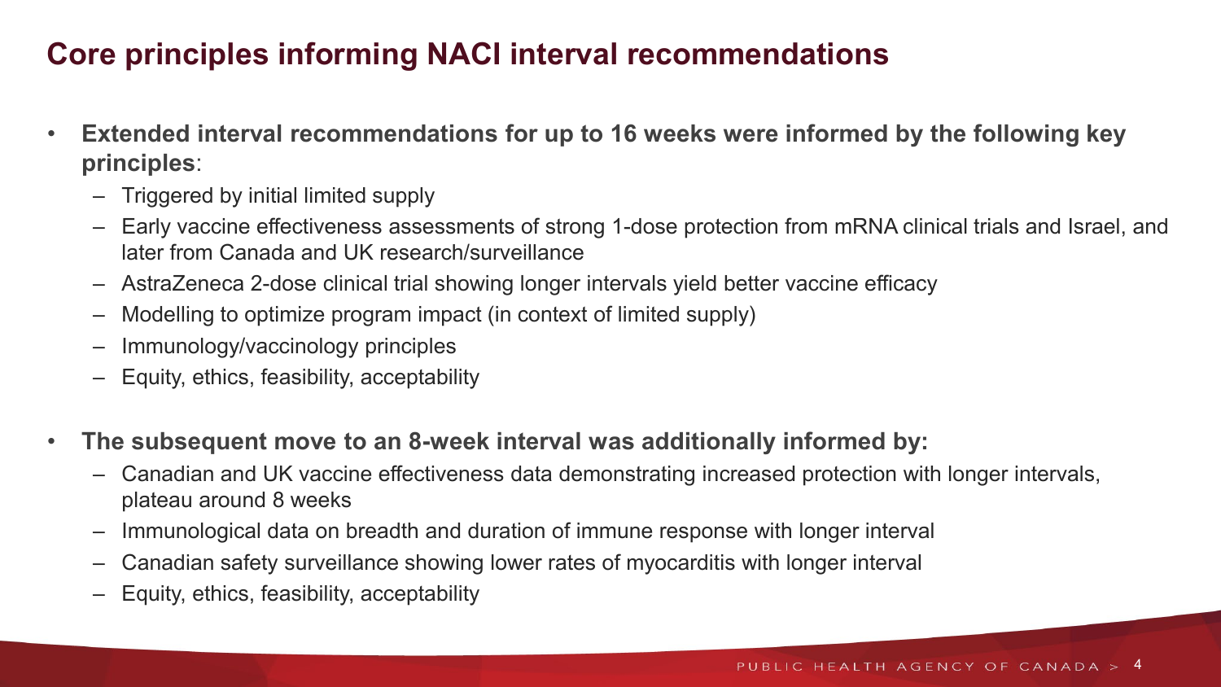# Core principles informing NACI interval recommendations

- **Extended interval recommendations for up to 16 weeks were informed by the following key principles**:
  - Triggered by initial limited supply
  - Early vaccine effectiveness assessments of strong 1-dose protection from mRNA clinical trials and Israel, and later from Canada and UK research/surveillance
  - AstraZeneca 2-dose clinical trial showing longer intervals yield better vaccine efficacy
  - Modelling to optimize program impact (in context of limited supply)
  - Immunology/vaccinology principles
  - Equity, ethics, feasibility, acceptability

- **The subsequent move to an 8-week interval was additionally informed by:**
  - Canadian and UK vaccine effectiveness data demonstrating increased protection with longer intervals, plateau around 8 weeks
  - Immunological data on breadth and duration of immune response with longer interval
  - Canadian safety surveillance showing lower rates of myocarditis with longer interval
  - Equity, ethics, feasibility, acceptability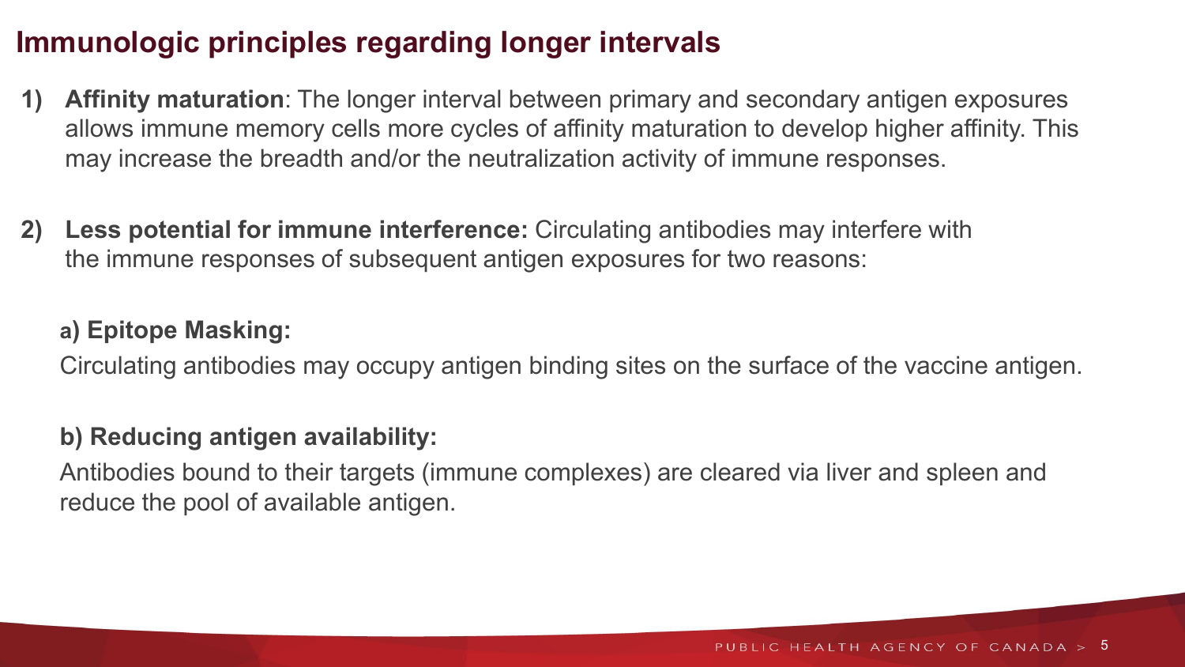# Immunologic principles regarding longer intervals

1) **Affinity maturation**: The longer interval between primary and secondary antigen exposures allows immune memory cells more cycles of affinity maturation to develop higher affinity. This may increase the breadth and/or the neutralization activity of immune responses.

2) **Less potential for immune interference:** Circulating antibodies may interfere with the immune responses of subsequent antigen exposures for two reasons:

   **a) Epitope Masking:**

   Circulating antibodies may occupy antigen binding sites on the surface of the vaccine antigen.

   **b) Reducing antigen availability:**

   Antibodies bound to their targets (immune complexes) are cleared via liver and spleen and reduce the pool of available antigen.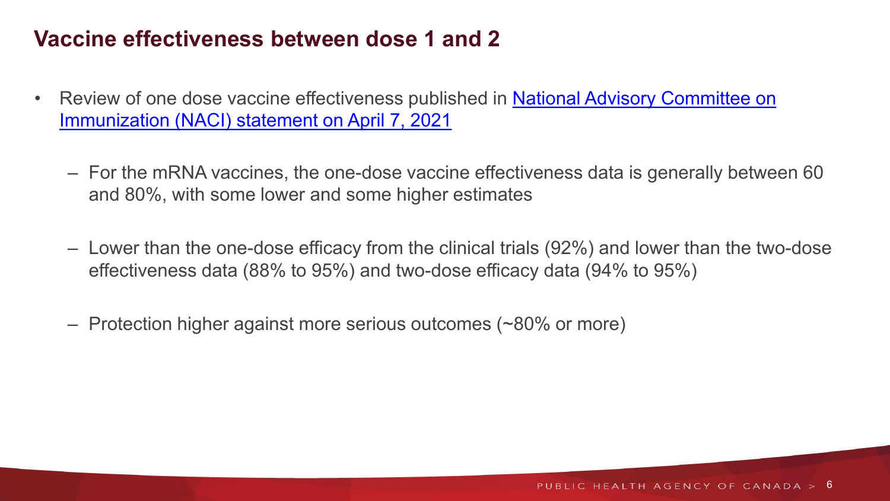## Vaccine effectiveness between dose 1 and 2

- Review of one dose vaccine effectiveness published in [National Advisory Committee on Immunization (NACI) statement on April 7, 2021]
  - For the mRNA vaccines, the one-dose vaccine effectiveness data is generally between 60 and 80%, with some lower and some higher estimates
  - Lower than the one-dose efficacy from the clinical trials (92%) and lower than the two-dose effectiveness data (88% to 95%) and two-dose efficacy data (94% to 95%)
  - Protection higher against more serious outcomes (~80% or more)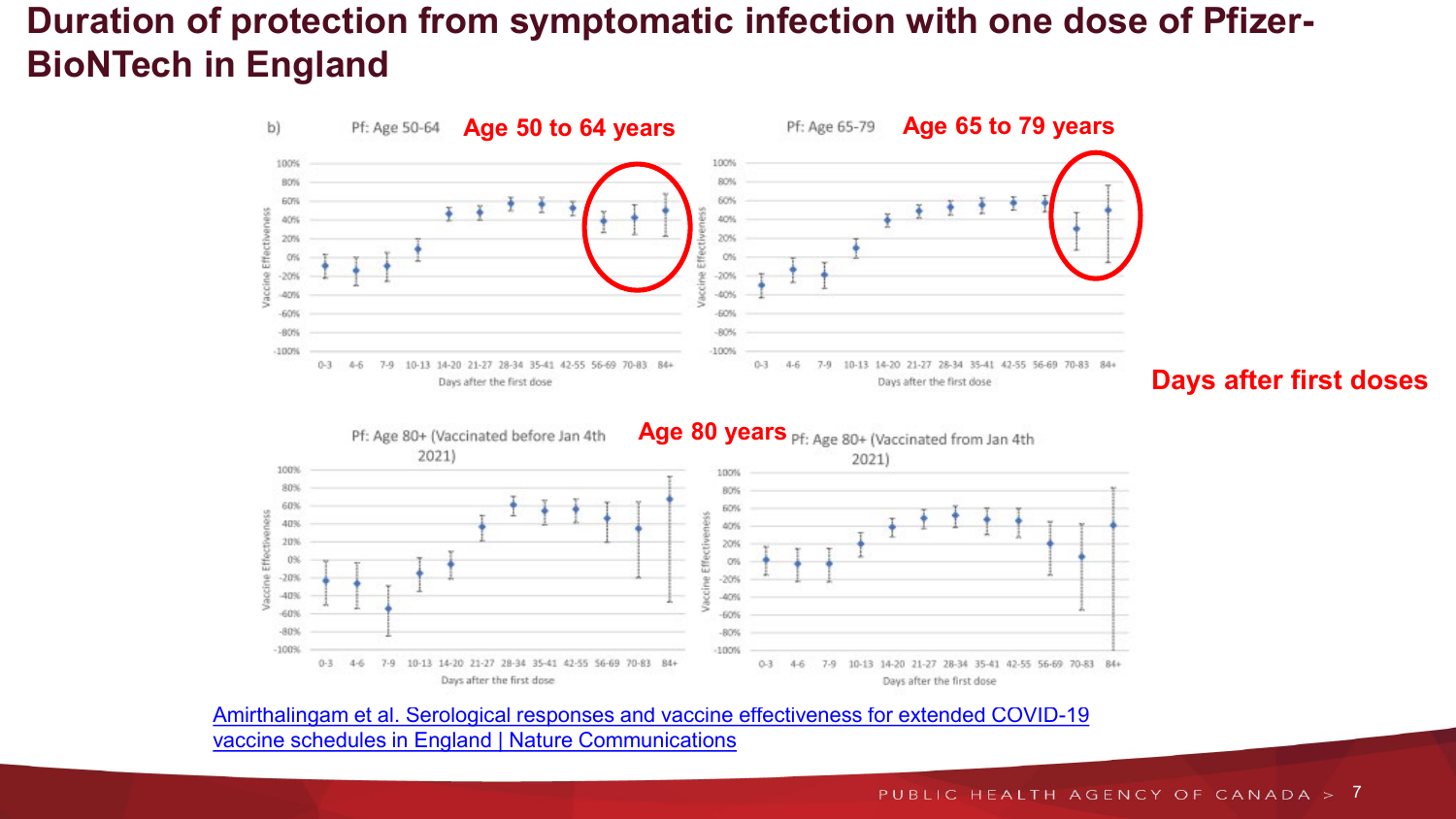# Duration of protection from symptomatic infection with one dose of Pfizer-BioNTech in England

b)

**Age 50 to 64 years** — Pf: Age 50-64

**Age 65 to 79 years** — Pf: Age 65-79

**Age 80 years** — Pf: Age 80+ (Vaccinated before Jan 4th 2021); Pf: Age 80+ (Vaccinated from Jan 4th 2021)

**Days after first doses**

[Amirthalingam et al. Serological responses and vaccine effectiveness for extended COVID-19 vaccine schedules in England | Nature Communications]()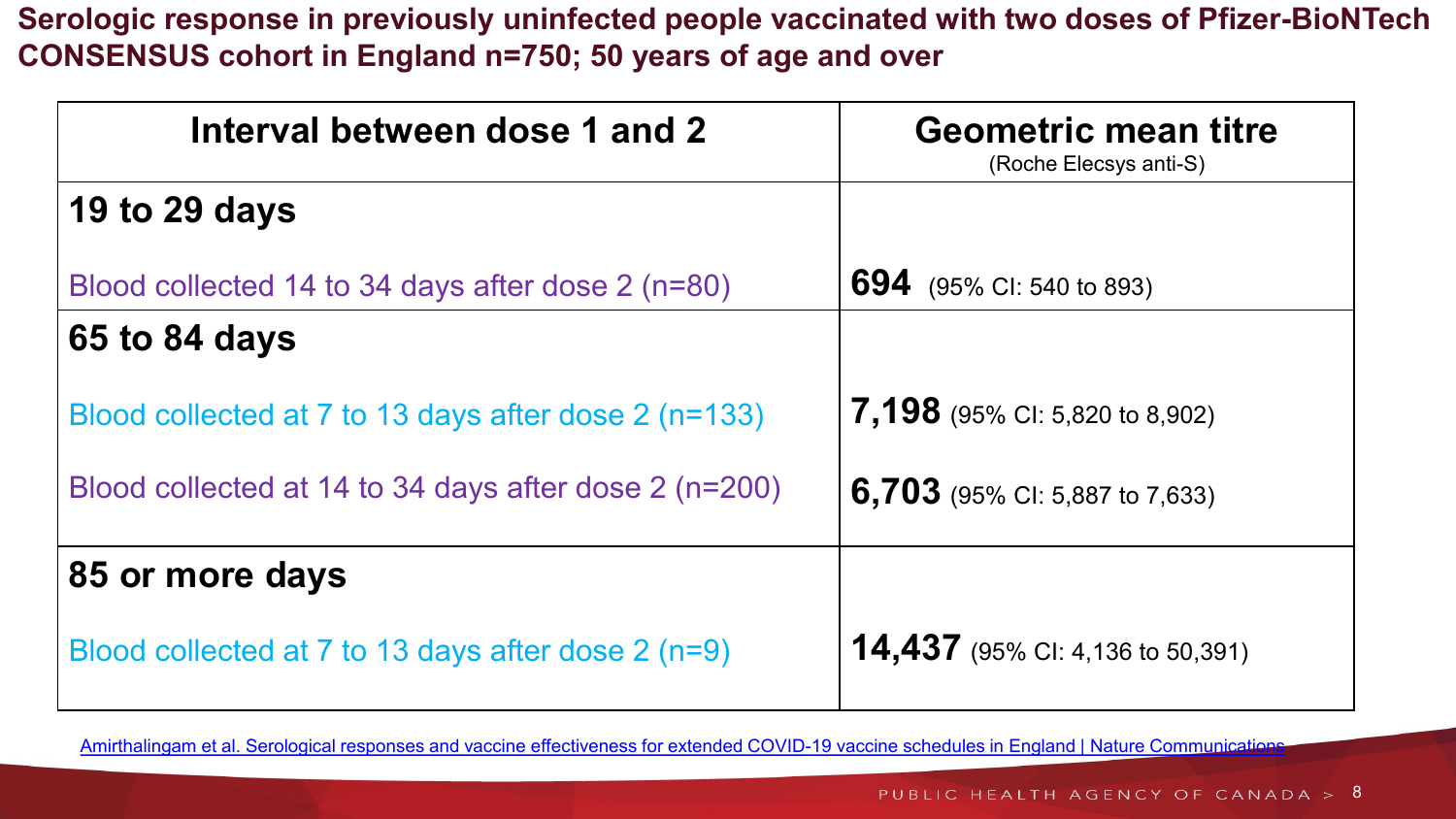## Serologic response in previously uninfected people vaccinated with two doses of Pfizer-BioNTech CONSENSUS cohort in England n=750; 50 years of age and over

| Interval between dose 1 and 2 | Geometric mean titre (Roche Elecsys anti-S) |
| --- | --- |
| **19 to 29 days** | |
| Blood collected 14 to 34 days after dose 2 (n=80) | **694** (95% CI: 540 to 893) |
| **65 to 84 days** | |
| Blood collected at 7 to 13 days after dose 2 (n=133) | **7,198** (95% CI: 5,820 to 8,902) |
| Blood collected at 14 to 34 days after dose 2 (n=200) | **6,703** (95% CI: 5,887 to 7,633) |
| **85 or more days** | |
| Blood collected at 7 to 13 days after dose 2 (n=9) | **14,437** (95% CI: 4,136 to 50,391) |

Amirthalingam et al. Serological responses and vaccine effectiveness for extended COVID-19 vaccine schedules in England | Nature Communications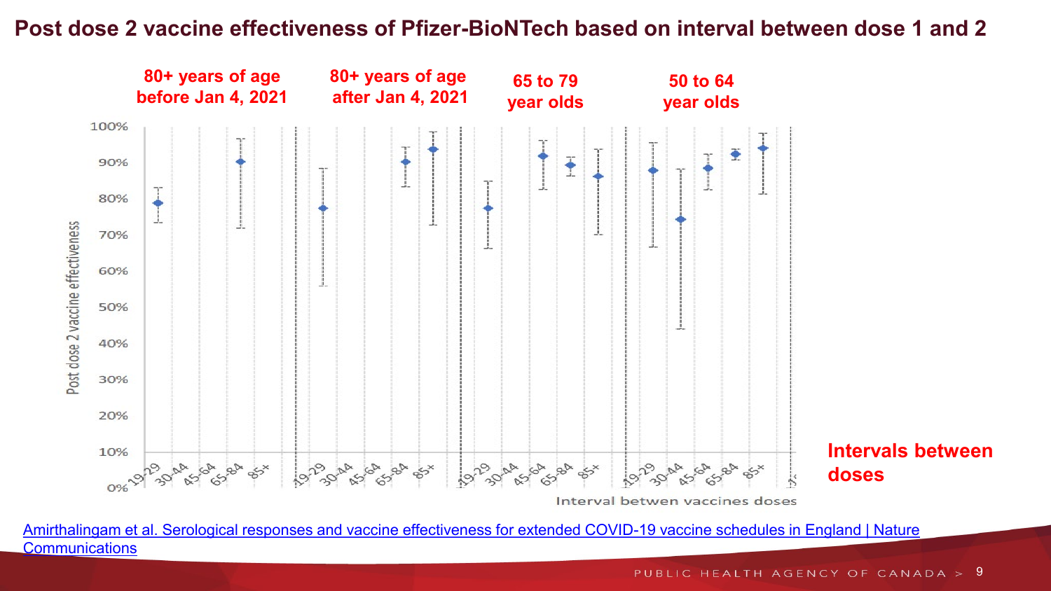# Post dose 2 vaccine effectiveness of Pfizer-BioNTech based on interval between dose 1 and 2

80+ years of age before Jan 4, 2021

80+ years of age after Jan 4, 2021

65 to 79 year olds

50 to 64 year olds

Post dose 2 vaccine effectiveness

100%
90%
80%
70%
60%
50%
40%
30%
20%
10%
0%

19-29 30-44 45-64 65-84 85+ | 19-29 30-44 45-64 65-84 85+ | 19-29 30-44 45-64 65-84 85+ | 19-29 30-44 45-64 65-84 85+

Interval betwen vaccines doses

Intervals between doses

[Amirthalingam et al. Serological responses and vaccine effectiveness for extended COVID-19 vaccine schedules in England | Nature Communications]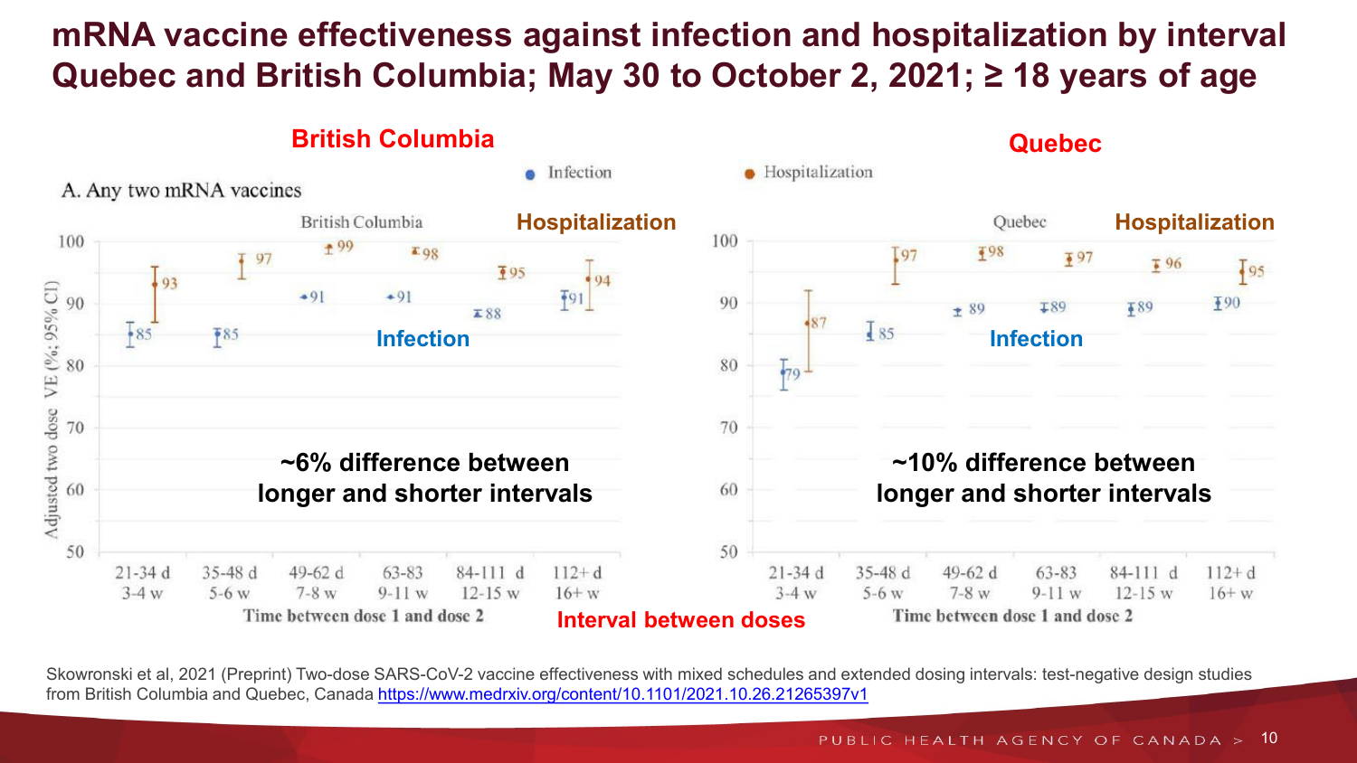# mRNA vaccine effectiveness against infection and hospitalization by interval Quebec and British Columbia; May 30 to October 2, 2021; ≥ 18 years of age

**British Columbia**

**Quebec**

A. Any two mRNA vaccines

● Infection ● Hospitalization

| Time between dose 1 and dose 2 | BC Infection | BC Hospitalization | Quebec Infection | Quebec Hospitalization |
|---|---|---|---|---|
| 21-34 d (3-4 w) | 85 | 93 | 79 | 87 |
| 35-48 d (5-6 w) | 85 | 97 | 85 | 97 |
| 49-62 d (7-8 w) | 91 | 99 | 89 | 98 |
| 63-83 (9-11 w) | 91 | 98 | 89 | 97 |
| 84-111 d (12-15 w) | 88 | 95 | 89 | 96 |
| 112+ d (16+ w) | 91 | 94 | 90 | 95 |

Adjusted two dose VE (%; 95% CI)

**~6% difference between longer and shorter intervals** (British Columbia)

**~10% difference between longer and shorter intervals** (Quebec)

**Interval between doses**

Skowronski et al, 2021 (Preprint) Two-dose SARS-CoV-2 vaccine effectiveness with mixed schedules and extended dosing intervals: test-negative design studies from British Columbia and Quebec, Canada https://www.medrxiv.org/content/10.1101/2021.10.26.21265397v1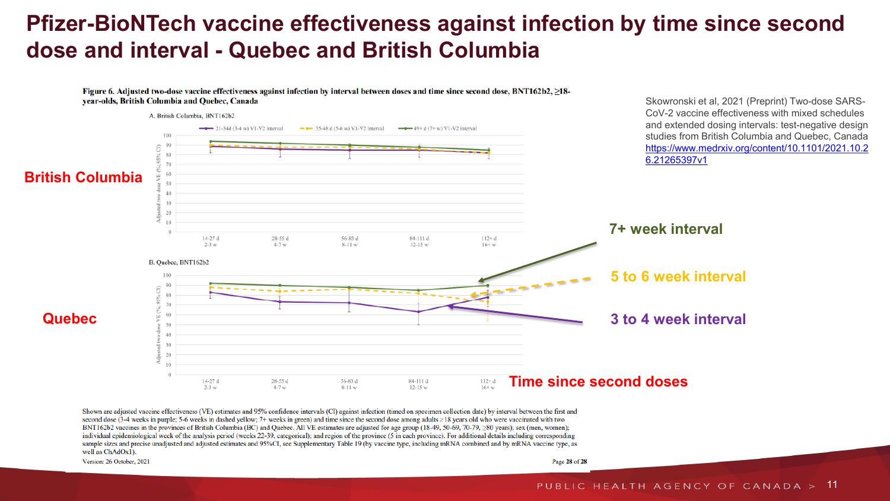# Pfizer-BioNTech vaccine effectiveness against infection by time since second dose and interval - Quebec and British Columbia

Skowronski et al, 2021 (Preprint) Two-dose SARS-CoV-2 vaccine effectiveness with mixed schedules and extended dosing intervals: test-negative design studies from British Columbia and Quebec, Canada https://www.medrxiv.org/content/10.1101/2021.10.26.21265397v1

**Figure 6. Adjusted two-dose vaccine effectiveness against infection by interval between doses and time since second dose, BNT162b2, ≥18-year-olds, British Columbia and Quebec, Canada**

A. British Columbia, BNT162b2

B. Quebec, BNT162b2

British Columbia

Quebec

7+ week interval

5 to 6 week interval

3 to 4 week interval

Time since second doses

Shown are adjusted vaccine effectiveness (VE) estimates and 95% confidence intervals (CI) against infection (timed on specimen collection date) by interval between the first and second dose (3-4 weeks in purple; 5-6 weeks in dashed yellow; 7+ weeks in green) and time since the second dose among adults ≥18 years old who were vaccinated with two BNT162b2 vaccines in the provinces of British Columbia (BC) and Quebec. All VE estimates are adjusted for age group (18-49, 50-69, 70-79, ≥80 years); sex (men, women); individual epidemiological week of the analysis period (weeks 22-39, categorical); and region of the province (5 in each province). For additional details including corresponding sample sizes and precise unadjusted and adjusted estimates and 95%CI, see Supplementary Table 19 (by vaccine type, including mRNA combined and by mRNA vaccine type, as well as ChAdOx1).

Version: 26 October, 2021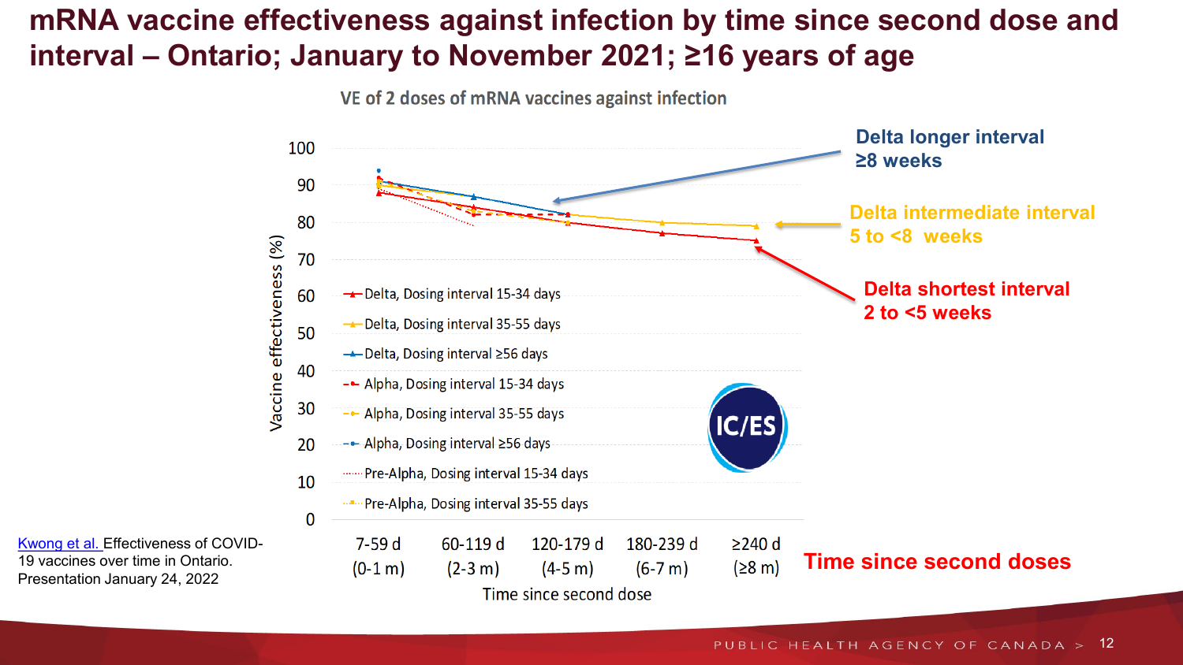# mRNA vaccine effectiveness against infection by time since second dose and interval – Ontario; January to November 2021; ≥16 years of age

VE of 2 doses of mRNA vaccines against infection

Vaccine effectiveness (%)

- Delta, Dosing interval 15-34 days
- Delta, Dosing interval 35-55 days
- Delta, Dosing interval ≥56 days
- Alpha, Dosing interval 15-34 days
- Alpha, Dosing interval 35-55 days
- Alpha, Dosing interval ≥56 days
- Pre-Alpha, Dosing interval 15-34 days
- Pre-Alpha, Dosing interval 35-55 days

Time since second dose: 7-59 d (0-1 m), 60-119 d (2-3 m), 120-179 d (4-5 m), 180-239 d (6-7 m), ≥240 d (≥8 m)

**Delta longer interval ≥8 weeks**

**Delta intermediate interval 5 to <8 weeks**

**Delta shortest interval 2 to <5 weeks**

**Time since second doses**

IC/ES

[Kwong et al.](#) Effectiveness of COVID-19 vaccines over time in Ontario. Presentation January 24, 2022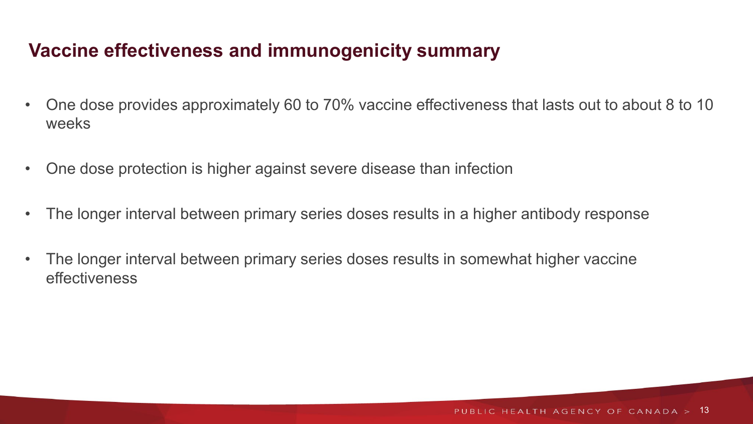## Vaccine effectiveness and immunogenicity summary

- One dose provides approximately 60 to 70% vaccine effectiveness that lasts out to about 8 to 10 weeks
- One dose protection is higher against severe disease than infection
- The longer interval between primary series doses results in a higher antibody response
- The longer interval between primary series doses results in somewhat higher vaccine effectiveness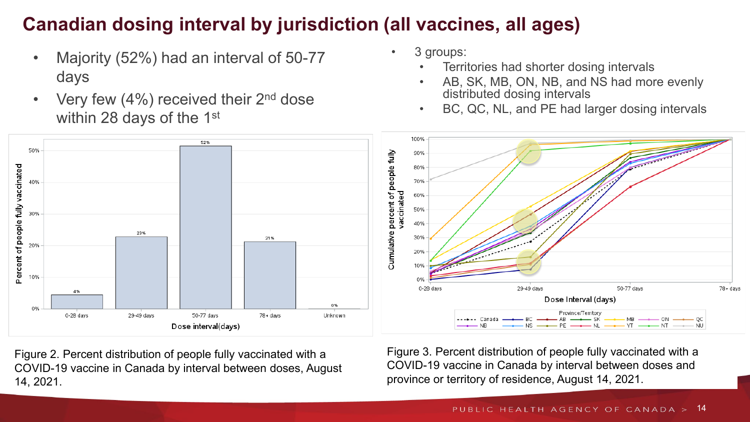# Canadian dosing interval by jurisdiction (all vaccines, all ages)

- Majority (52%) had an interval of 50-77 days
- Very few (4%) received their 2nd dose within 28 days of the 1st

Figure 2. Percent distribution of people fully vaccinated with a COVID-19 vaccine in Canada by interval between doses, August 14, 2021.

- 3 groups:
  - Territories had shorter dosing intervals
  - AB, SK, MB, ON, NB, and NS had more evenly distributed dosing intervals
  - BC, QC, NL, and PE had larger dosing intervals

Figure 3. Percent distribution of people fully vaccinated with a COVID-19 vaccine in Canada by interval between doses and province or territory of residence, August 14, 2021.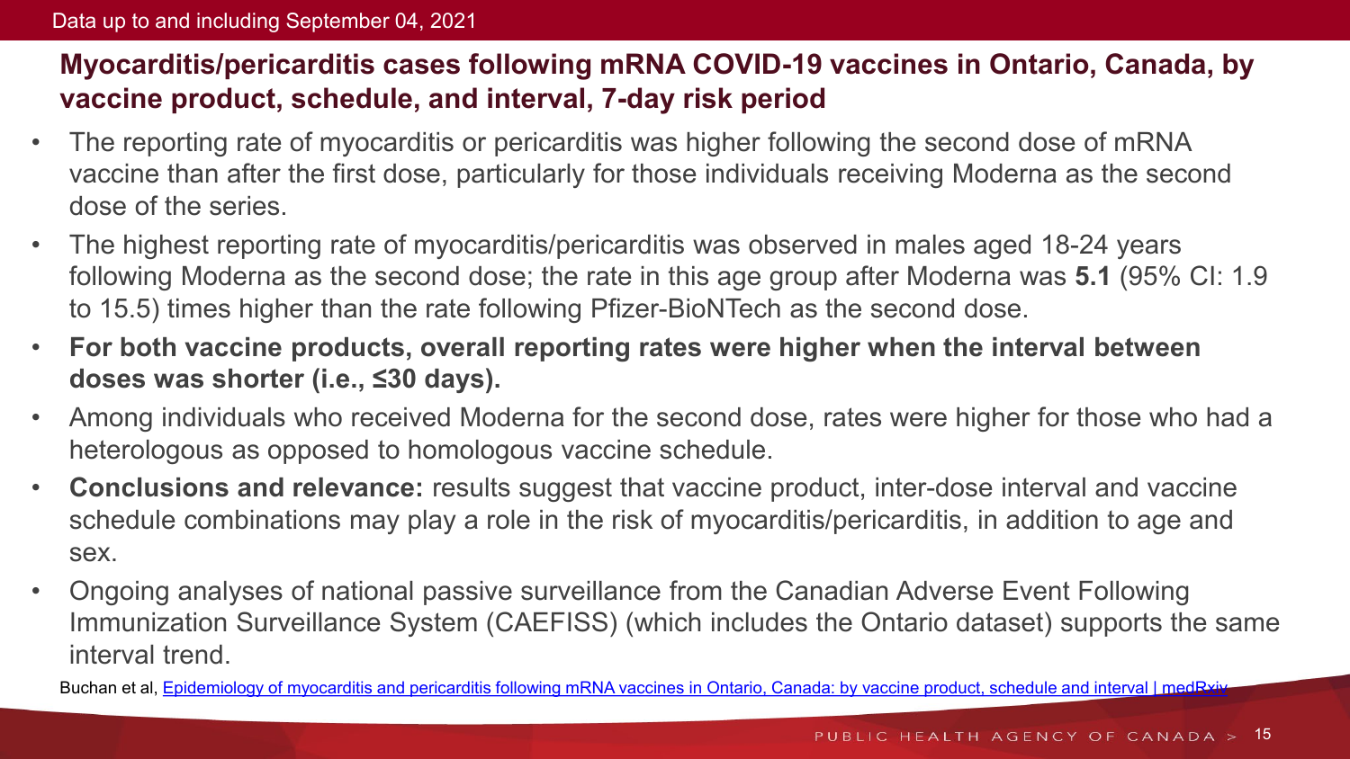Data up to and including September 04, 2021

## Myocarditis/pericarditis cases following mRNA COVID-19 vaccines in Ontario, Canada, by vaccine product, schedule, and interval, 7-day risk period

- The reporting rate of myocarditis or pericarditis was higher following the second dose of mRNA vaccine than after the first dose, particularly for those individuals receiving Moderna as the second dose of the series.
- The highest reporting rate of myocarditis/pericarditis was observed in males aged 18-24 years following Moderna as the second dose; the rate in this age group after Moderna was **5.1** (95% CI: 1.9 to 15.5) times higher than the rate following Pfizer-BioNTech as the second dose.
- **For both vaccine products, overall reporting rates were higher when the interval between doses was shorter (i.e., ≤30 days).**
- Among individuals who received Moderna for the second dose, rates were higher for those who had a heterologous as opposed to homologous vaccine schedule.
- **Conclusions and relevance:** results suggest that vaccine product, inter-dose interval and vaccine schedule combinations may play a role in the risk of myocarditis/pericarditis, in addition to age and sex.
- Ongoing analyses of national passive surveillance from the Canadian Adverse Event Following Immunization Surveillance System (CAEFISS) (which includes the Ontario dataset) supports the same interval trend.

Buchan et al, Epidemiology of myocarditis and pericarditis following mRNA vaccines in Ontario, Canada: by vaccine product, schedule and interval | medRxiv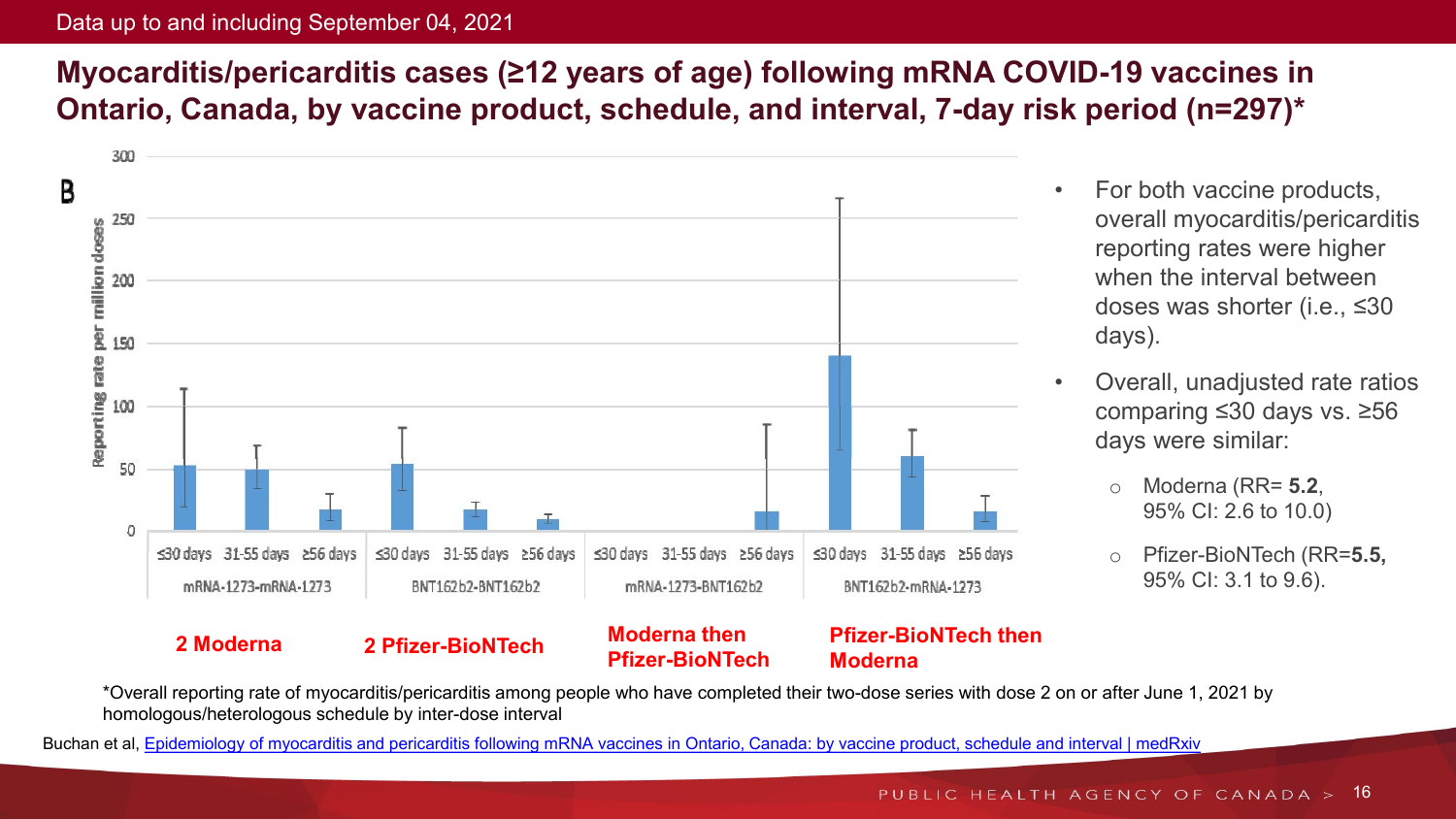Data up to and including September 04, 2021

## Myocarditis/pericarditis cases (≥12 years of age) following mRNA COVID-19 vaccines in Ontario, Canada, by vaccine product, schedule, and interval, 7-day risk period (n=297)*

B

Reporting rate per million doses

| | ≤30 days | 31-55 days | ≥56 days |
|---|---|---|---|
| mRNA-1273-mRNA-1273 (2 Moderna) | | | |
| BNT162b2-BNT162b2 (2 Pfizer-BioNTech) | | | |
| mRNA-1273-BNT162b2 (Moderna then Pfizer-BioNTech) | | | |
| BNT162b2-mRNA-1273 (Pfizer-BioNTech then Moderna) | | | |

- For both vaccine products, overall myocarditis/pericarditis reporting rates were higher when the interval between doses was shorter (i.e., ≤30 days).
- Overall, unadjusted rate ratios comparing ≤30 days vs. ≥56 days were similar:
  - Moderna (RR= **5.2**, 95% CI: 2.6 to 10.0)
  - Pfizer-BioNTech (RR=**5.5**, 95% CI: 3.1 to 9.6).

*Overall reporting rate of myocarditis/pericarditis among people who have completed their two-dose series with dose 2 on or after June 1, 2021 by homologous/heterologous schedule by inter-dose interval

Buchan et al, [Epidemiology of myocarditis and pericarditis following mRNA vaccines in Ontario, Canada: by vaccine product, schedule and interval | medRxiv]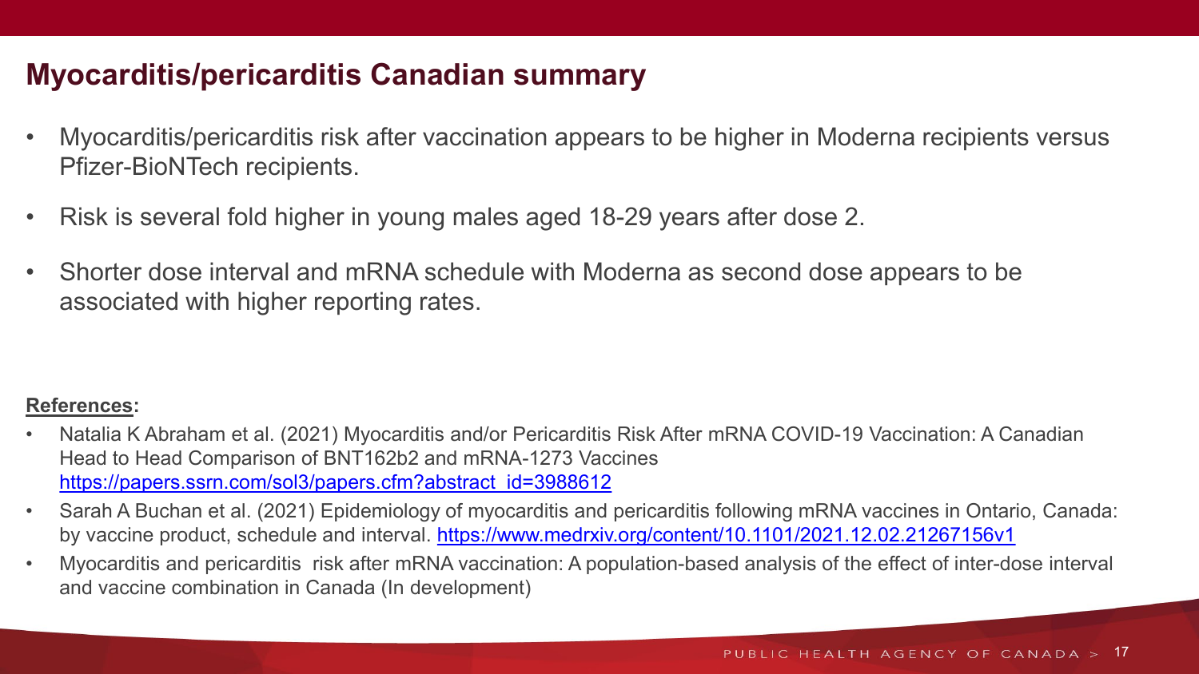## Myocarditis/pericarditis Canadian summary

- Myocarditis/pericarditis risk after vaccination appears to be higher in Moderna recipients versus Pfizer-BioNTech recipients.
- Risk is several fold higher in young males aged 18-29 years after dose 2.
- Shorter dose interval and mRNA schedule with Moderna as second dose appears to be associated with higher reporting rates.

**References:**

- Natalia K Abraham et al. (2021) Myocarditis and/or Pericarditis Risk After mRNA COVID-19 Vaccination: A Canadian Head to Head Comparison of BNT162b2 and mRNA-1273 Vaccines [https://papers.ssrn.com/sol3/papers.cfm?abstract_id=3988612](https://papers.ssrn.com/sol3/papers.cfm?abstract_id=3988612)
- Sarah A Buchan et al. (2021) Epidemiology of myocarditis and pericarditis following mRNA vaccines in Ontario, Canada: by vaccine product, schedule and interval. [https://www.medrxiv.org/content/10.1101/2021.12.02.21267156v1](https://www.medrxiv.org/content/10.1101/2021.12.02.21267156v1)
- Myocarditis and pericarditis risk after mRNA vaccination: A population-based analysis of the effect of inter-dose interval and vaccine combination in Canada (In development)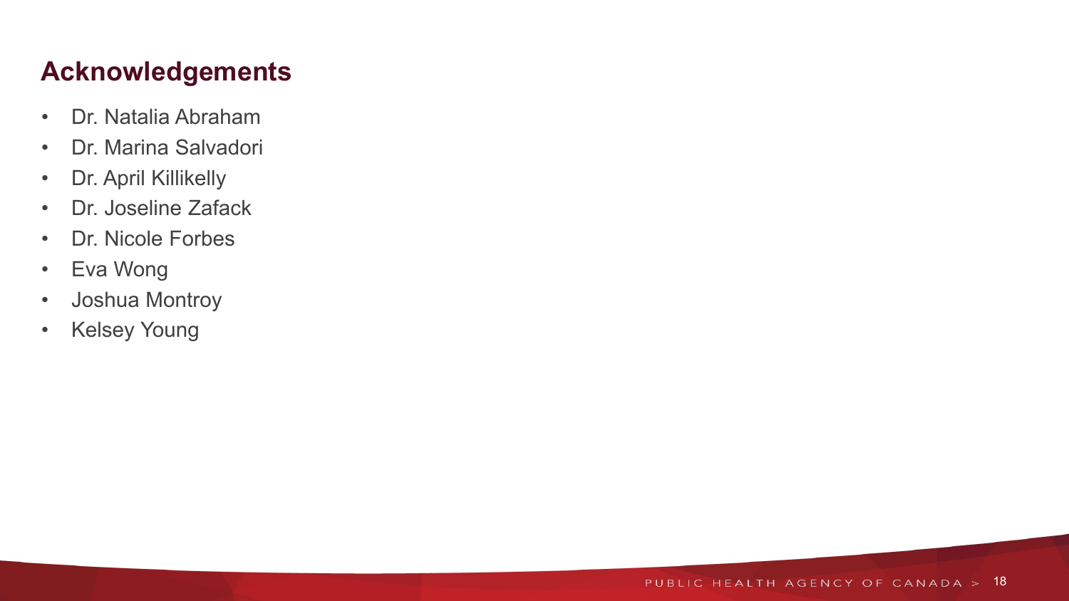## Acknowledgements

- Dr. Natalia Abraham
- Dr. Marina Salvadori
- Dr. April Killikelly
- Dr. Joseline Zafack
- Dr. Nicole Forbes
- Eva Wong
- Joshua Montroy
- Kelsey Young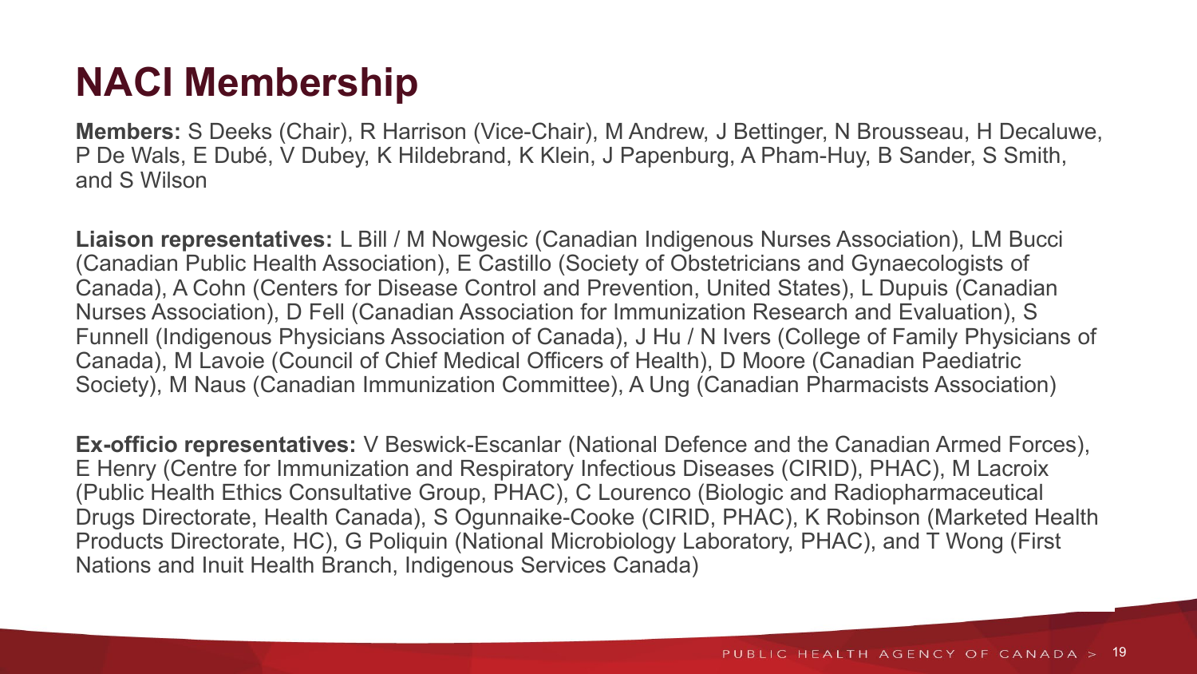# NACI Membership

**Members:** S Deeks (Chair), R Harrison (Vice-Chair), M Andrew, J Bettinger, N Brousseau, H Decaluwe, P De Wals, E Dubé, V Dubey, K Hildebrand, K Klein, J Papenburg, A Pham-Huy, B Sander, S Smith, and S Wilson

**Liaison representatives:** L Bill / M Nowgesic (Canadian Indigenous Nurses Association), LM Bucci (Canadian Public Health Association), E Castillo (Society of Obstetricians and Gynaecologists of Canada), A Cohn (Centers for Disease Control and Prevention, United States), L Dupuis (Canadian Nurses Association), D Fell (Canadian Association for Immunization Research and Evaluation), S Funnell (Indigenous Physicians Association of Canada), J Hu / N Ivers (College of Family Physicians of Canada), M Lavoie (Council of Chief Medical Officers of Health), D Moore (Canadian Paediatric Society), M Naus (Canadian Immunization Committee), A Ung (Canadian Pharmacists Association)

**Ex-officio representatives:** V Beswick-Escanlar (National Defence and the Canadian Armed Forces), E Henry (Centre for Immunization and Respiratory Infectious Diseases (CIRID), PHAC), M Lacroix (Public Health Ethics Consultative Group, PHAC), C Lourenco (Biologic and Radiopharmaceutical Drugs Directorate, Health Canada), S Ogunnaike-Cooke (CIRID, PHAC), K Robinson (Marketed Health Products Directorate, HC), G Poliquin (National Microbiology Laboratory, PHAC), and T Wong (First Nations and Inuit Health Branch, Indigenous Services Canada)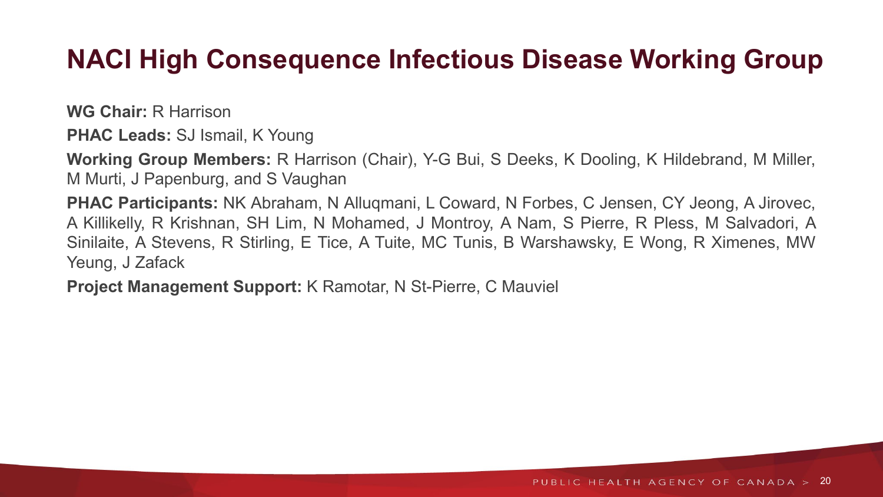# NACI High Consequence Infectious Disease Working Group

**WG Chair:** R Harrison

**PHAC Leads:** SJ Ismail, K Young

**Working Group Members:** R Harrison (Chair), Y-G Bui, S Deeks, K Dooling, K Hildebrand, M Miller, M Murti, J Papenburg, and S Vaughan

**PHAC Participants:** NK Abraham, N Alluqmani, L Coward, N Forbes, C Jensen, CY Jeong, A Jirovec, A Killikelly, R Krishnan, SH Lim, N Mohamed, J Montroy, A Nam, S Pierre, R Pless, M Salvadori, A Sinilaite, A Stevens, R Stirling, E Tice, A Tuite, MC Tunis, B Warshawsky, E Wong, R Ximenes, MW Yeung, J Zafack

**Project Management Support:** K Ramotar, N St-Pierre, C Mauviel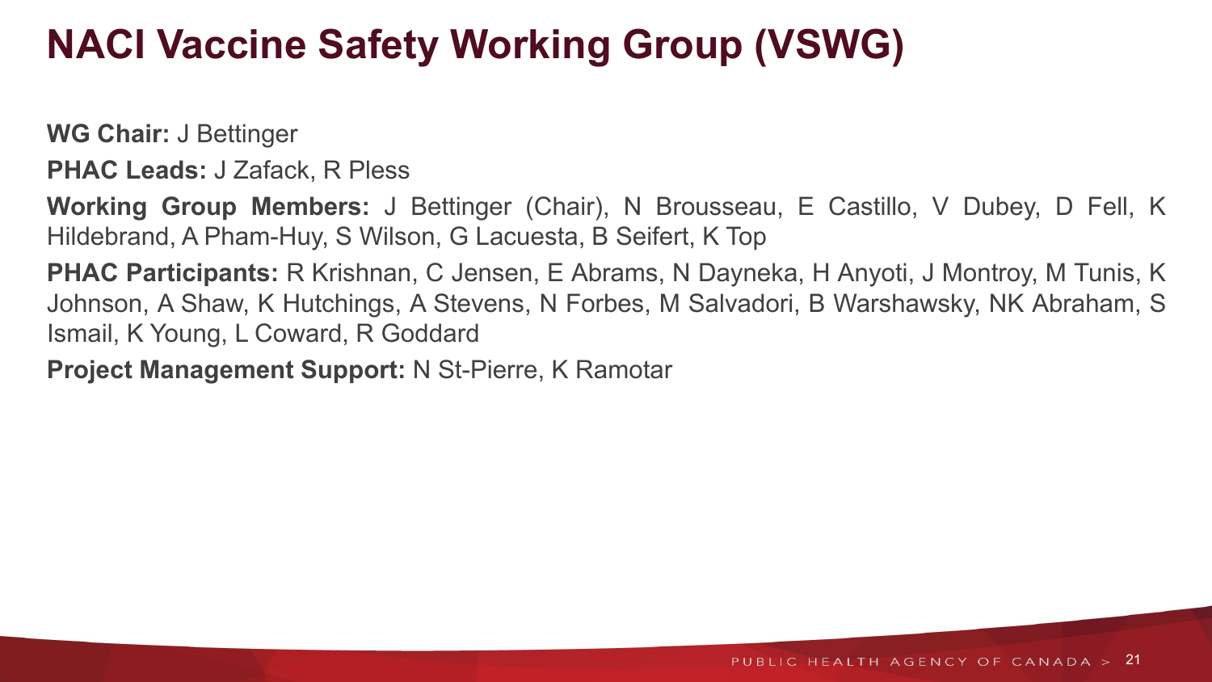# NACI Vaccine Safety Working Group (VSWG)

**WG Chair:** J Bettinger

**PHAC Leads:** J Zafack, R Pless

**Working Group Members:** J Bettinger (Chair), N Brousseau, E Castillo, V Dubey, D Fell, K Hildebrand, A Pham-Huy, S Wilson, G Lacuesta, B Seifert, K Top

**PHAC Participants:** R Krishnan, C Jensen, E Abrams, N Dayneka, H Anyoti, J Montroy, M Tunis, K Johnson, A Shaw, K Hutchings, A Stevens, N Forbes, M Salvadori, B Warshawsky, NK Abraham, S Ismail, K Young, L Coward, R Goddard

**Project Management Support:** N St-Pierre, K Ramotar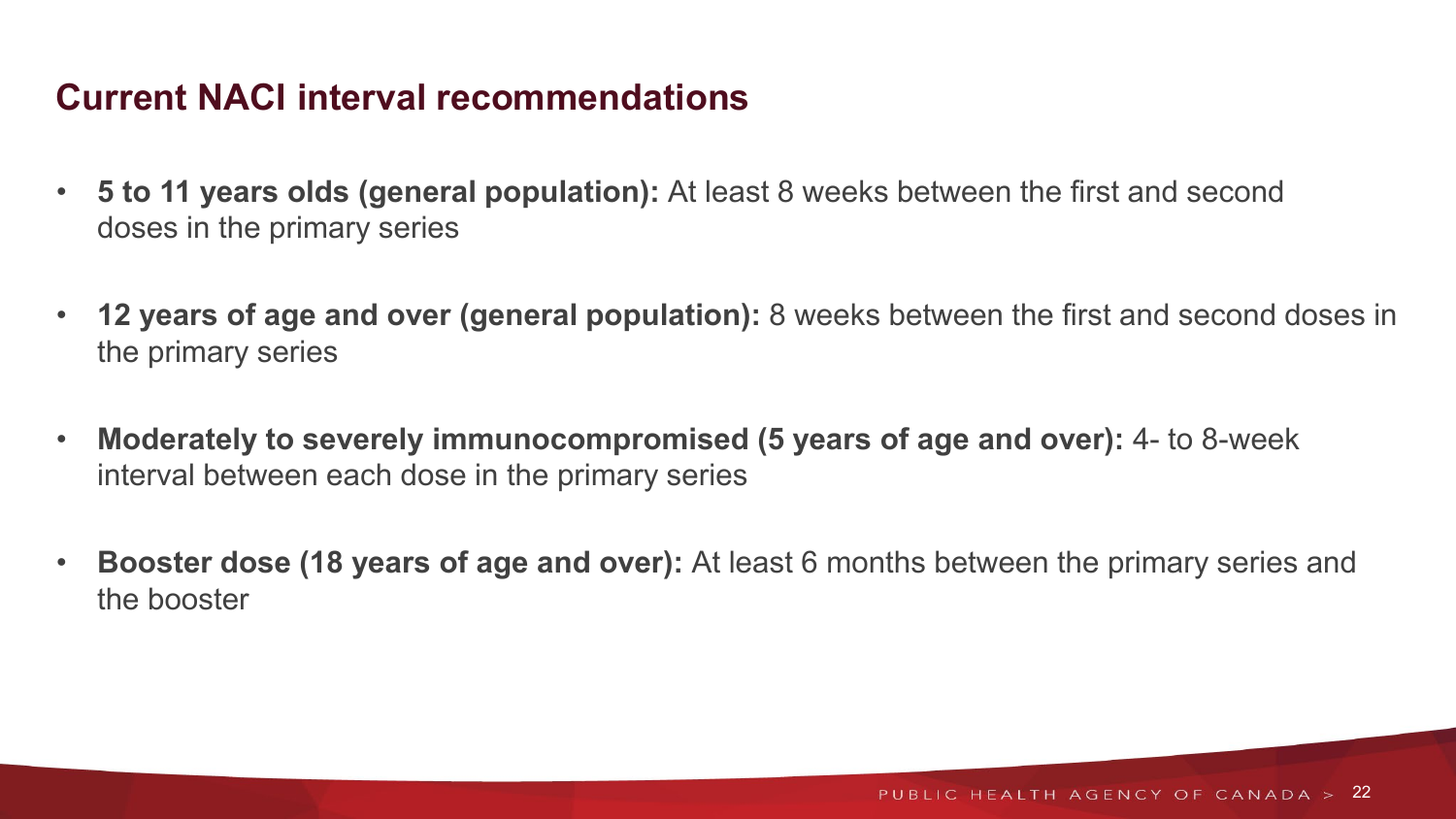## Current NACI interval recommendations

- **5 to 11 years olds (general population):** At least 8 weeks between the first and second doses in the primary series
- **12 years of age and over (general population):** 8 weeks between the first and second doses in the primary series
- **Moderately to severely immunocompromised (5 years of age and over):** 4- to 8-week interval between each dose in the primary series
- **Booster dose (18 years of age and over):** At least 6 months between the primary series and the booster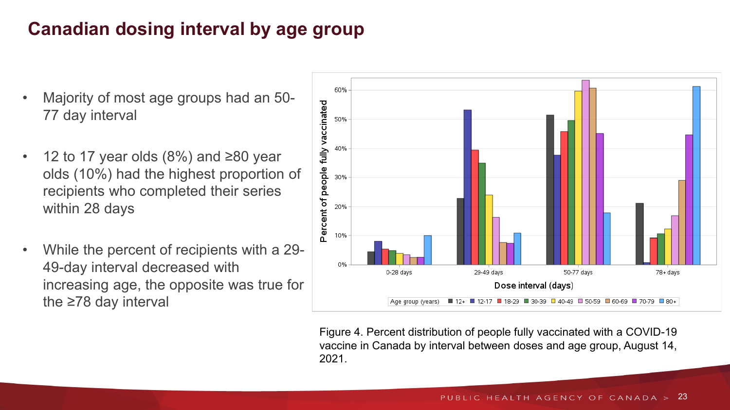# Canadian dosing interval by age group

- Majority of most age groups had an 50-77 day interval
- 12 to 17 year olds (8%) and ≥80 year olds (10%) had the highest proportion of recipients who completed their series within 28 days
- While the percent of recipients with a 29-49-day interval decreased with increasing age, the opposite was true for the ≥78 day interval

Percent of people fully vaccinated

60%
50%
40%
30%
20%
10%
0%

0-28 days
29-49 days
50-77 days
78+ days

Dose interval (days)

Age group (years): 12+, 12-17, 18-29, 30-39, 40-49, 50-59, 60-69, 70-79, 80+

Figure 4. Percent distribution of people fully vaccinated with a COVID-19 vaccine in Canada by interval between doses and age group, August 14, 2021.